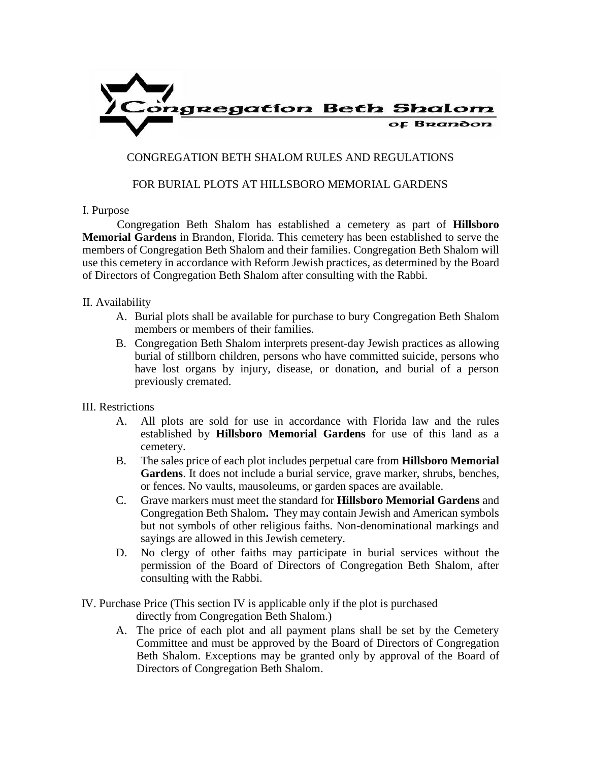Congregation Beth Shalom of Brandon

# CONGREGATION BETH SHALOM RULES AND REGULATIONS

## FOR BURIAL PLOTS AT HILLSBORO MEMORIAL GARDENS

I. Purpose

Congregation Beth Shalom has established a cemetery as part of **Hillsboro Memorial Gardens** in Brandon, Florida. This cemetery has been established to serve the members of Congregation Beth Shalom and their families. Congregation Beth Shalom will use this cemetery in accordance with Reform Jewish practices, as determined by the Board of Directors of Congregation Beth Shalom after consulting with the Rabbi.

II. Availability

A. Burial plots shall be available for purchase to bury Congregation Beth Shalom members or members of their families.

B. Congregation Beth Shalom interprets present-day Jewish practices as allowing burial of stillborn children, persons who have committed suicide, persons who have lost organs by injury, disease, or donation, and burial of a person previously cremated.

III. Restrictions

A. All plots are sold for use in accordance with Florida law and the rules established by **Hillsboro Memorial Gardens** for use of this land as a cemetery.

B. The sales price of each plot includes perpetual care from **Hillsboro Memorial Gardens**. It does not include a burial service, grave marker, shrubs, benches, or fences. No vaults, mausoleums, or garden spaces are available.

C. Grave markers must meet the standard for **Hillsboro Memorial Gardens** and Congregation Beth Shalom**.** They may contain Jewish and American symbols but not symbols of other religious faiths. Non-denominational markings and sayings are allowed in this Jewish cemetery.

D. No clergy of other faiths may participate in burial services without the permission of the Board of Directors of Congregation Beth Shalom, after consulting with the Rabbi.

IV. Purchase Price (This section IV is applicable only if the plot is purchased directly from Congregation Beth Shalom.)

A. The price of each plot and all payment plans shall be set by the Cemetery Committee and must be approved by the Board of Directors of Congregation Beth Shalom. Exceptions may be granted only by approval of the Board of Directors of Congregation Beth Shalom.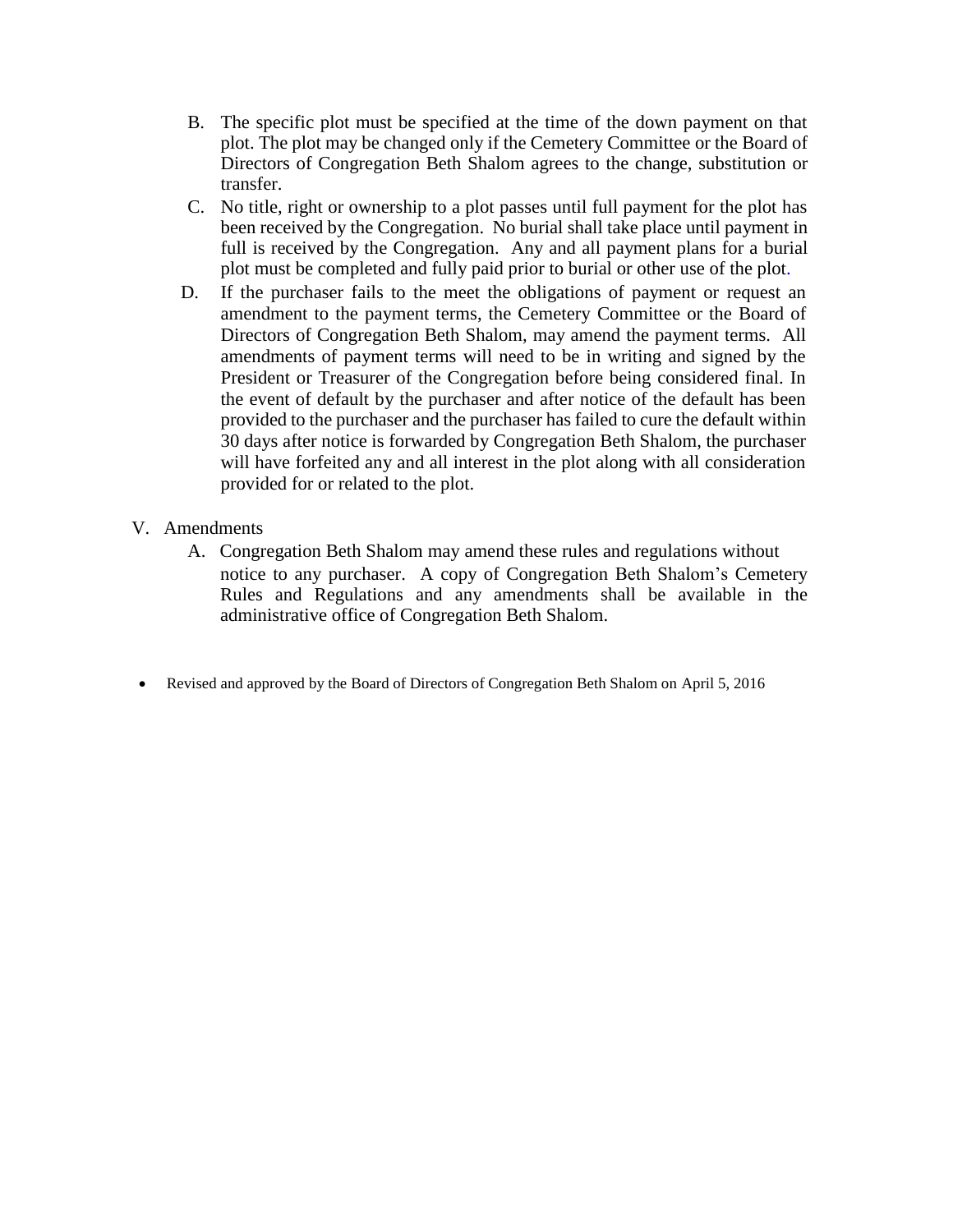B. The specific plot must be specified at the time of the down payment on that plot. The plot may be changed only if the Cemetery Committee or the Board of Directors of Congregation Beth Shalom agrees to the change, substitution or transfer.

C. No title, right or ownership to a plot passes until full payment for the plot has been received by the Congregation. No burial shall take place until payment in full is received by the Congregation. Any and all payment plans for a burial plot must be completed and fully paid prior to burial or other use of the plot.

D. If the purchaser fails to the meet the obligations of payment or request an amendment to the payment terms, the Cemetery Committee or the Board of Directors of Congregation Beth Shalom, may amend the payment terms. All amendments of payment terms will need to be in writing and signed by the President or Treasurer of the Congregation before being considered final. In the event of default by the purchaser and after notice of the default has been provided to the purchaser and the purchaser has failed to cure the default within 30 days after notice is forwarded by Congregation Beth Shalom, the purchaser will have forfeited any and all interest in the plot along with all consideration provided for or related to the plot.

V. Amendments

A. Congregation Beth Shalom may amend these rules and regulations without notice to any purchaser. A copy of Congregation Beth Shalom's Cemetery Rules and Regulations and any amendments shall be available in the administrative office of Congregation Beth Shalom.

- Revised and approved by the Board of Directors of Congregation Beth Shalom on April 5, 2016